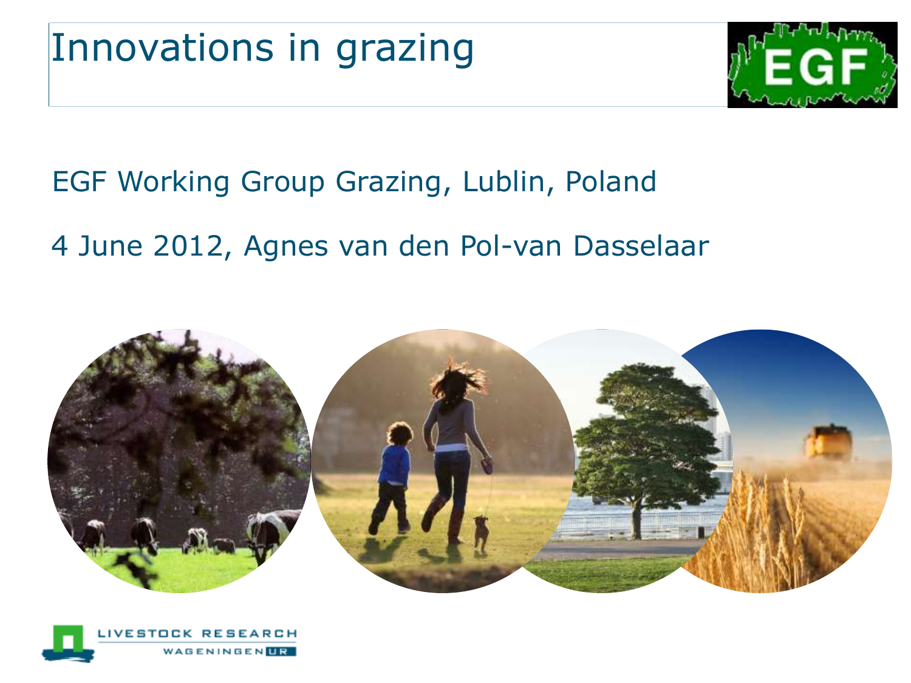# Innovations in grazing

EGF Working Group Grazing, Lublin, Poland

4 June 2012, Agnes van den Pol-van Dasselaar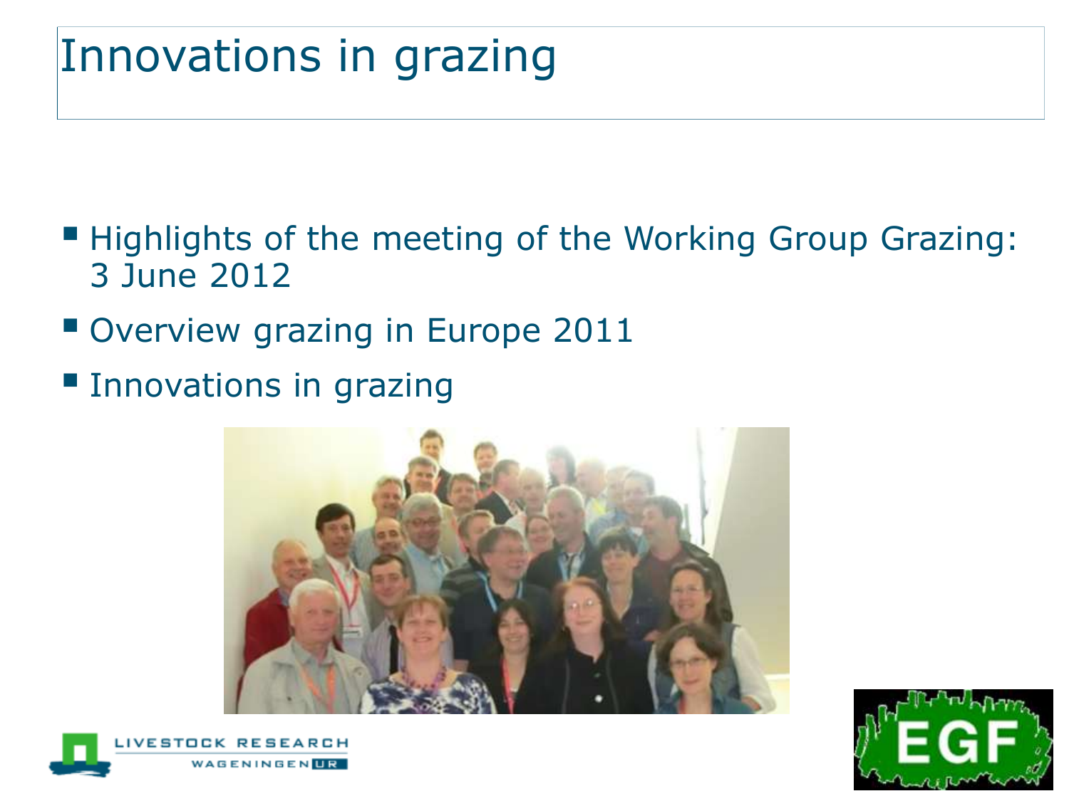# Innovations in grazing

- Highlights of the meeting of the Working Group Grazing: 3 June 2012
- Overview grazing in Europe 2011
- Innovations in grazing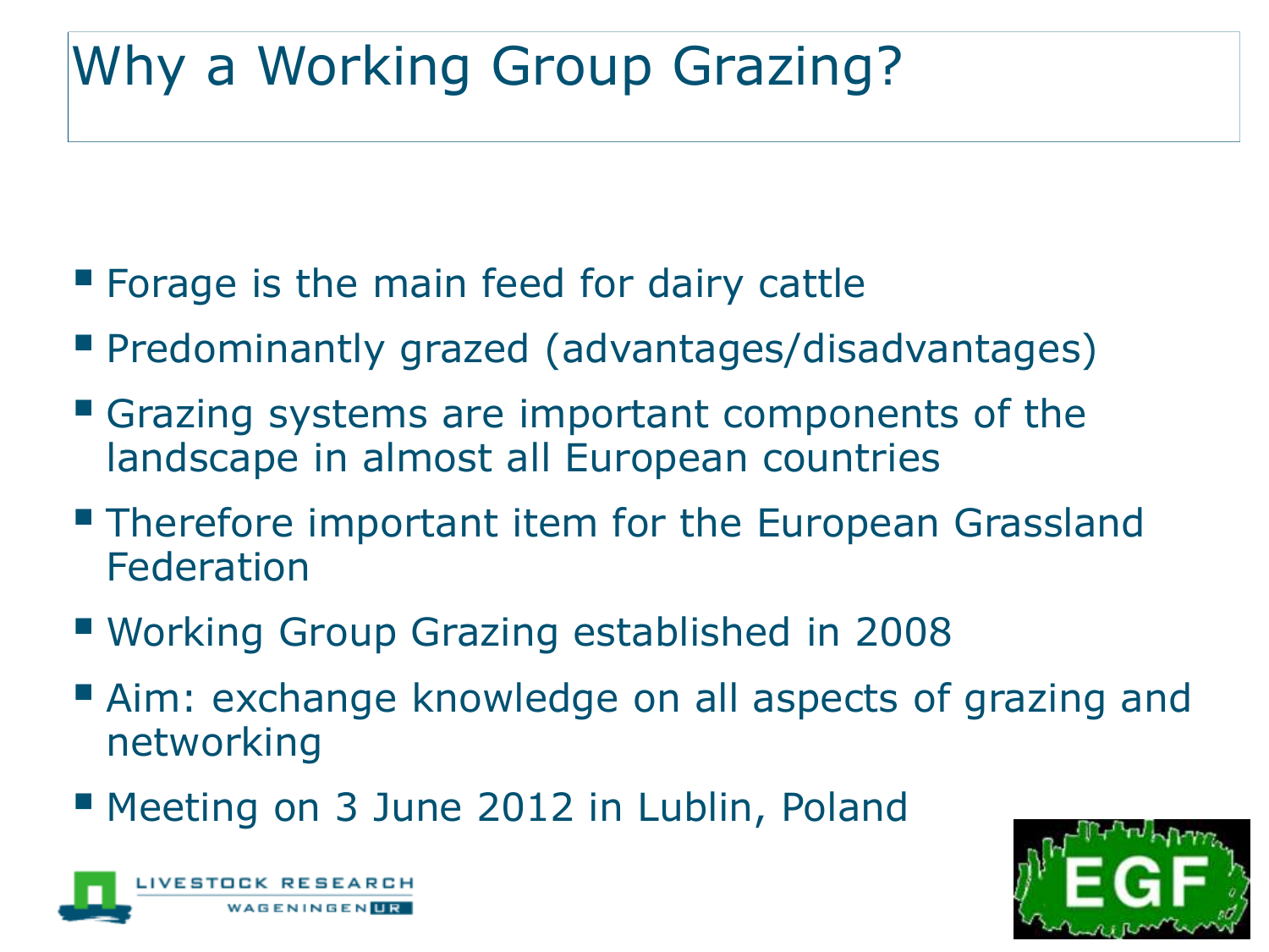# Why a Working Group Grazing?

- Forage is the main feed for dairy cattle
- Predominantly grazed (advantages/disadvantages)
- Grazing systems are important components of the landscape in almost all European countries
- Therefore important item for the European Grassland Federation
- Working Group Grazing established in 2008
- Aim: exchange knowledge on all aspects of grazing and networking
- Meeting on 3 June 2012 in Lublin, Poland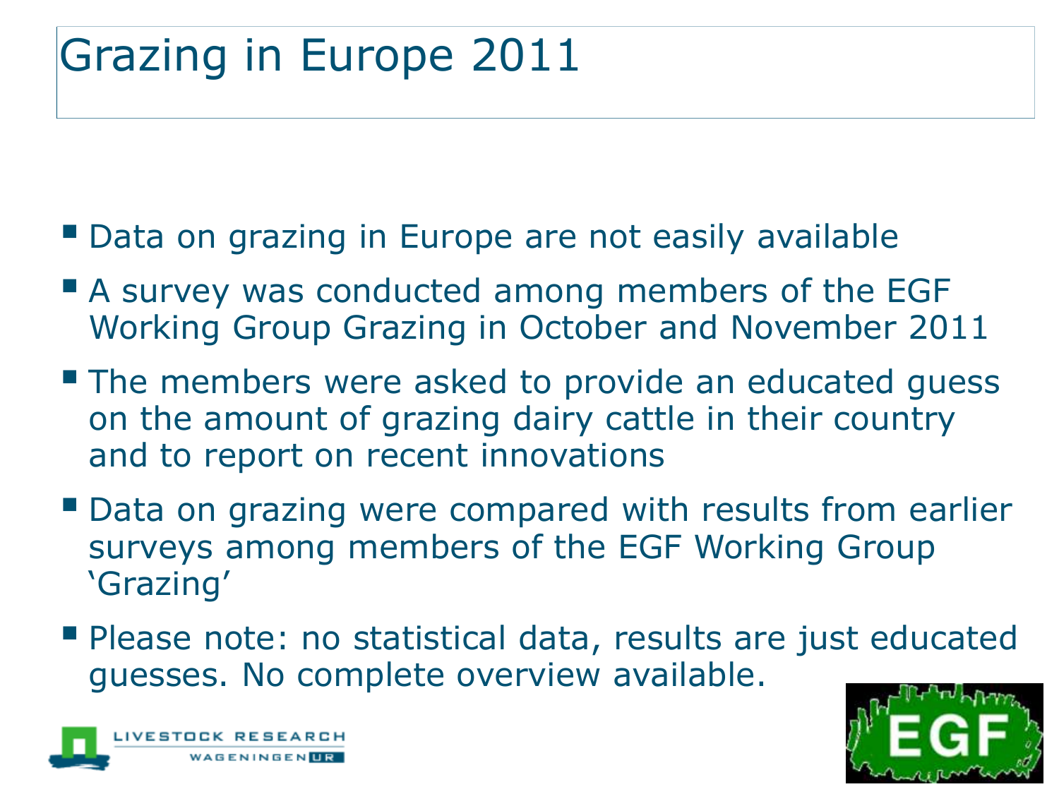# Grazing in Europe 2011

- Data on grazing in Europe are not easily available
- A survey was conducted among members of the EGF Working Group Grazing in October and November 2011
- The members were asked to provide an educated guess on the amount of grazing dairy cattle in their country and to report on recent innovations
- Data on grazing were compared with results from earlier surveys among members of the EGF Working Group 'Grazing'
- Please note: no statistical data, results are just educated guesses. No complete overview available.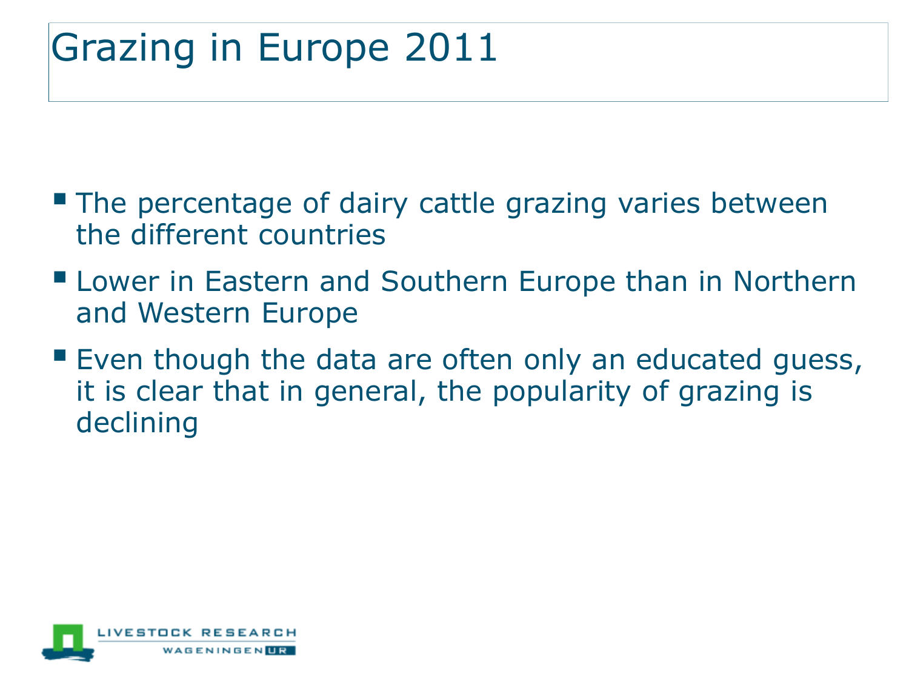# Grazing in Europe 2011

- The percentage of dairy cattle grazing varies between the different countries
- Lower in Eastern and Southern Europe than in Northern and Western Europe
- Even though the data are often only an educated guess, it is clear that in general, the popularity of grazing is declining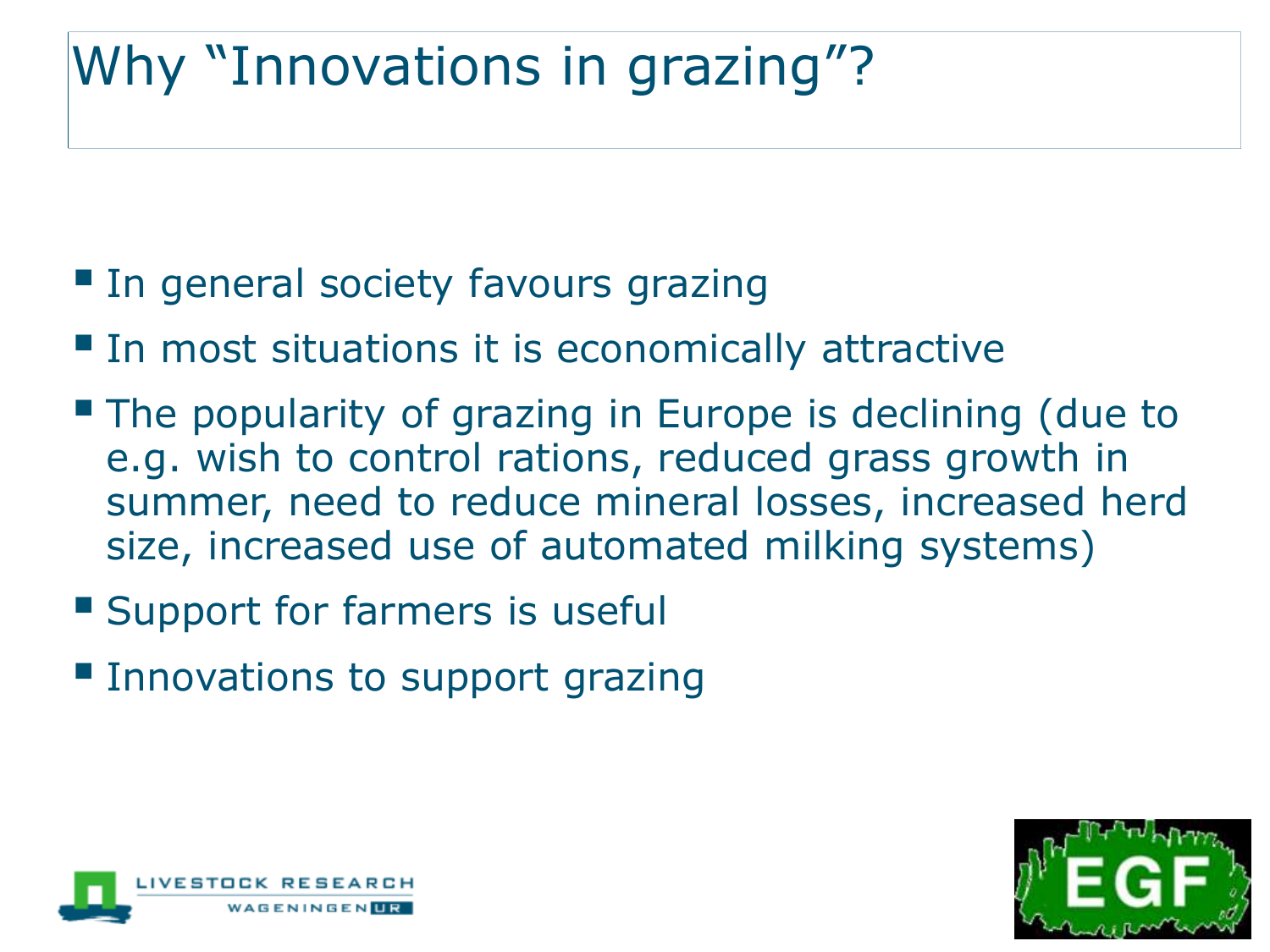# Why “Innovations in grazing”?

- In general society favours grazing
- In most situations it is economically attractive
- The popularity of grazing in Europe is declining (due to e.g. wish to control rations, reduced grass growth in summer, need to reduce mineral losses, increased herd size, increased use of automated milking systems)
- Support for farmers is useful
- Innovations to support grazing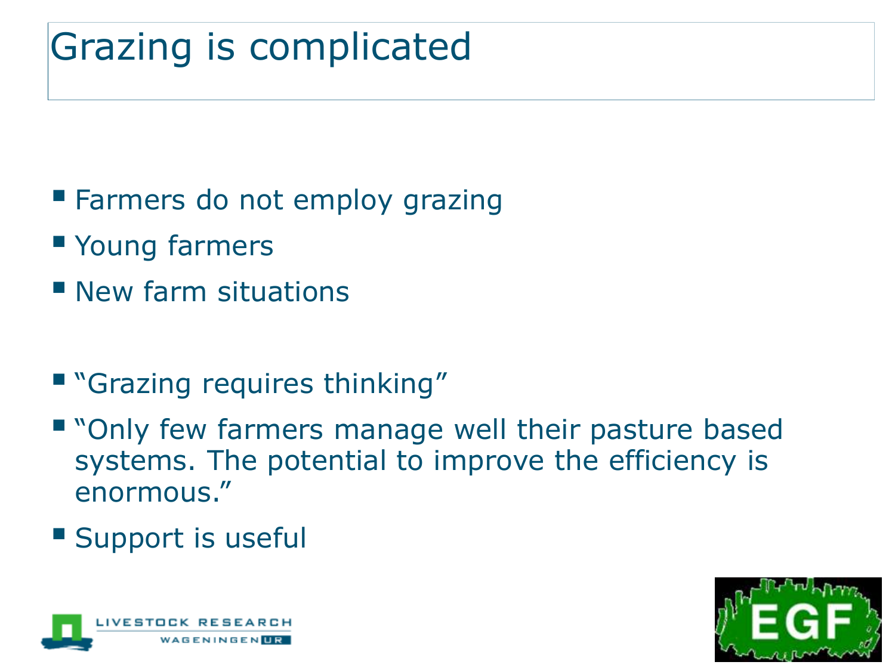# Grazing is complicated

- Farmers do not employ grazing
- Young farmers
- New farm situations

- "Grazing requires thinking"
- "Only few farmers manage well their pasture based systems. The potential to improve the efficiency is enormous."
- Support is useful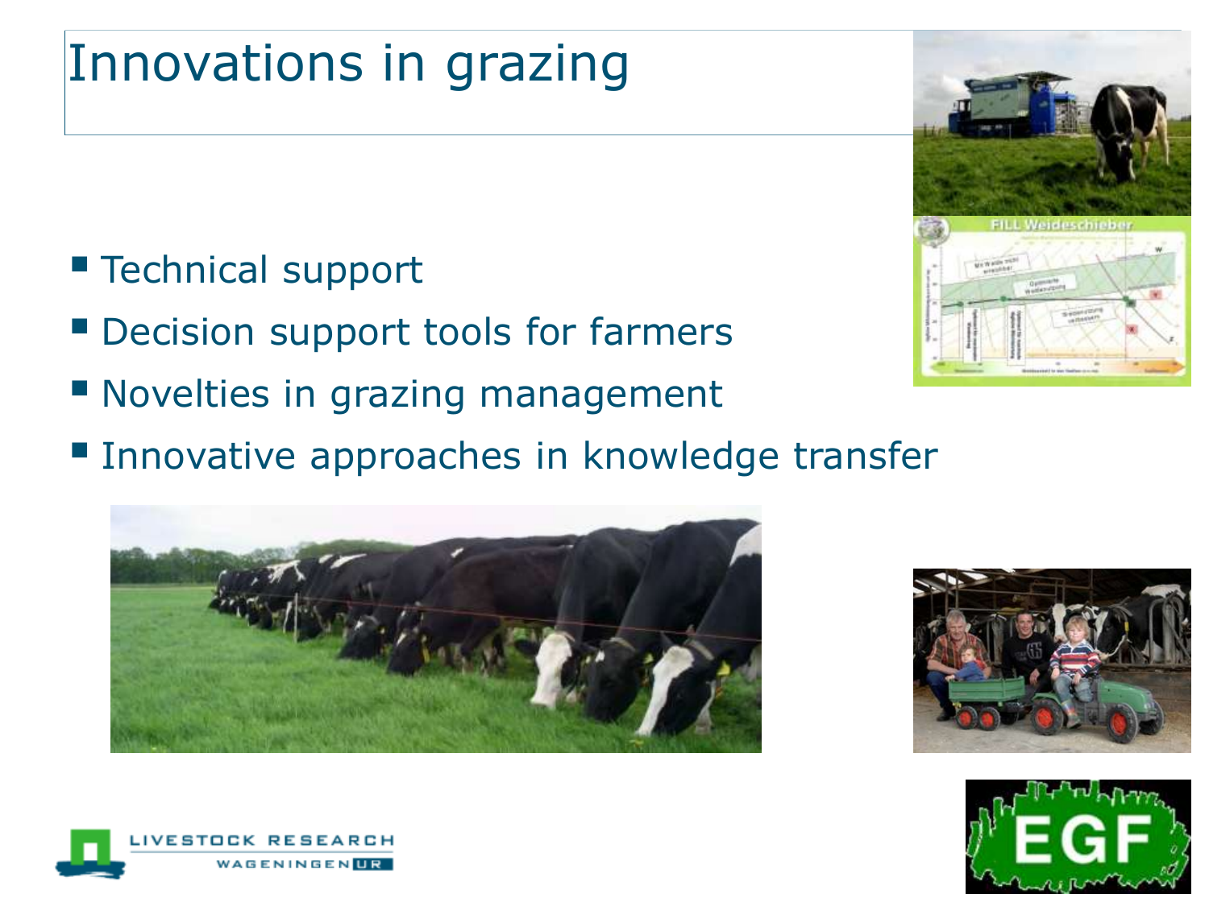# Innovations in grazing

- Technical support
- Decision support tools for farmers
- Novelties in grazing management
- Innovative approaches in knowledge transfer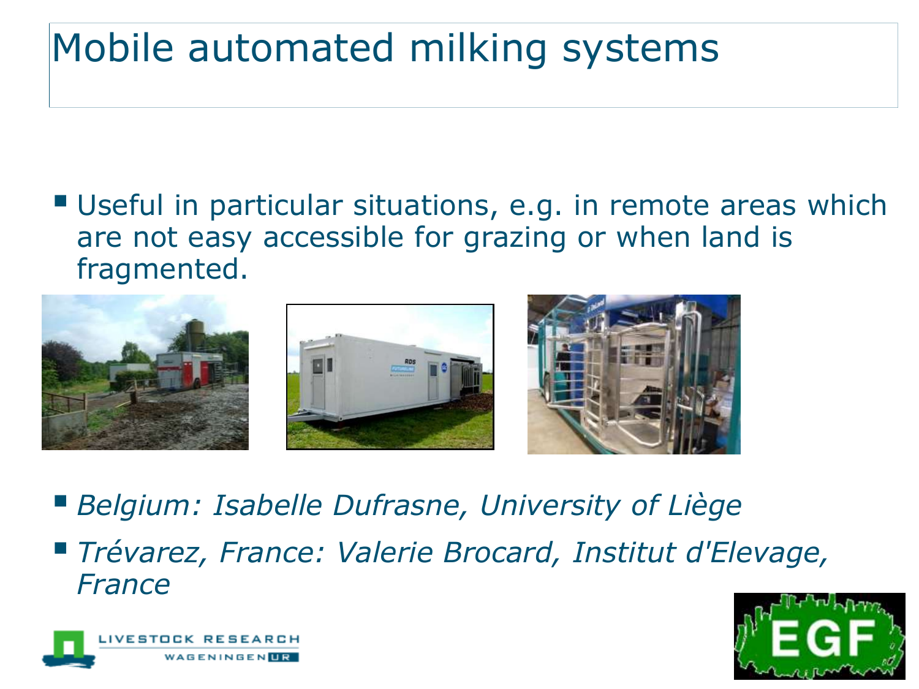# Mobile automated milking systems

- Useful in particular situations, e.g. in remote areas which are not easy accessible for grazing or when land is fragmented.

- *Belgium: Isabelle Dufrasne, University of Liège*
- *Trévarez, France: Valerie Brocard, Institut d'Elevage, France*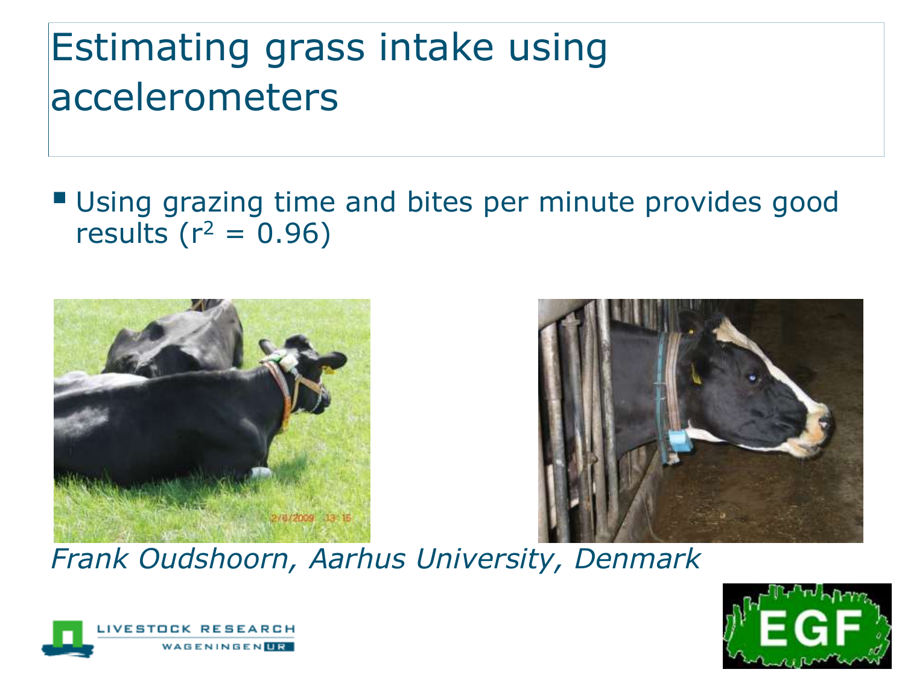# Estimating grass intake using accelerometers

- Using grazing time and bites per minute provides good results ($r^2 = 0.96$)

*Frank Oudshoorn, Aarhus University, Denmark*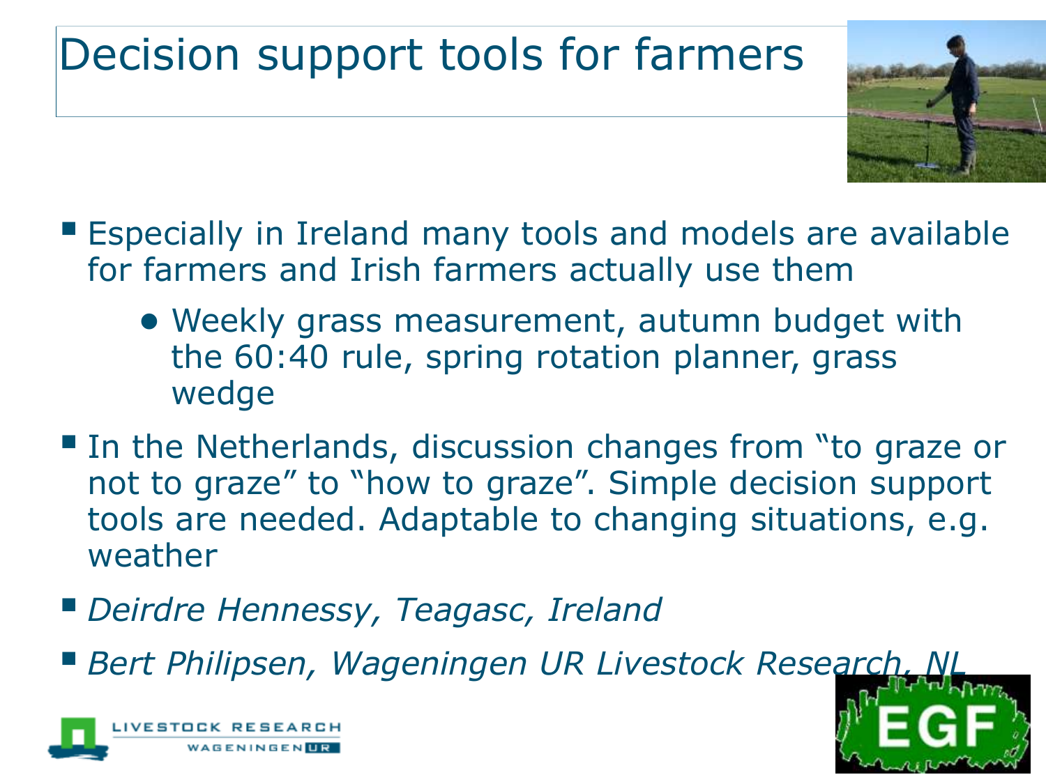# Decision support tools for farmers

- Especially in Ireland many tools and models are available for farmers and Irish farmers actually use them
  - Weekly grass measurement, autumn budget with the 60:40 rule, spring rotation planner, grass wedge
- In the Netherlands, discussion changes from "to graze or not to graze" to "how to graze". Simple decision support tools are needed. Adaptable to changing situations, e.g. weather
- *Deirdre Hennessy, Teagasc, Ireland*
- *Bert Philipsen, Wageningen UR Livestock Research, NL*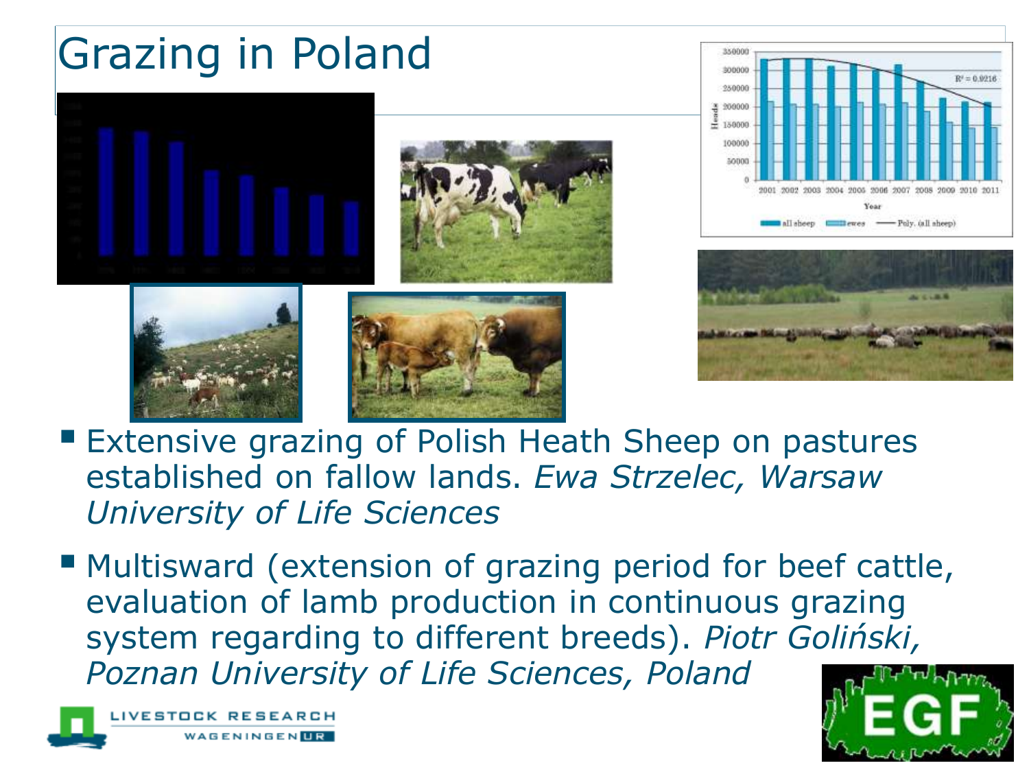# Grazing in Poland

- Extensive grazing of Polish Heath Sheep on pastures established on fallow lands. *Ewa Strzelec, Warsaw University of Life Sciences*
- Multisward (extension of grazing period for beef cattle, evaluation of lamb production in continuous grazing system regarding to different breeds). *Piotr Goliński, Poznan University of Life Sciences, Poland*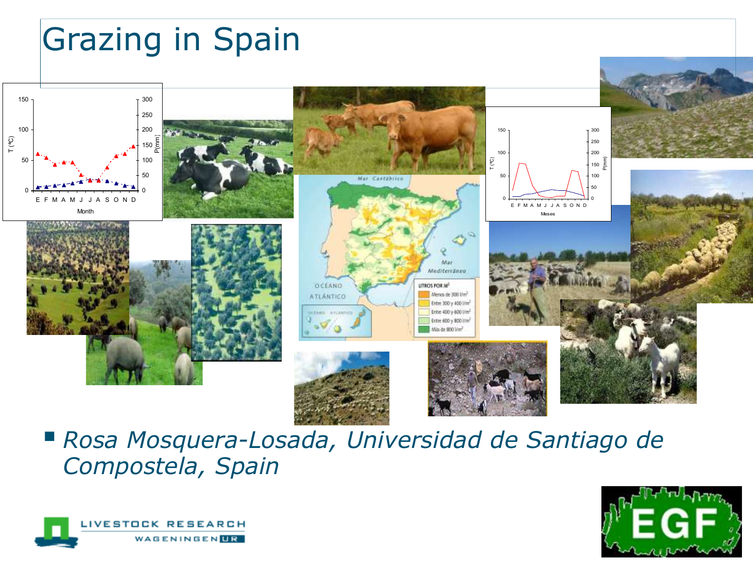# Grazing in Spain

- *Rosa Mosquera-Losada, Universidad de Santiago de Compostela, Spain*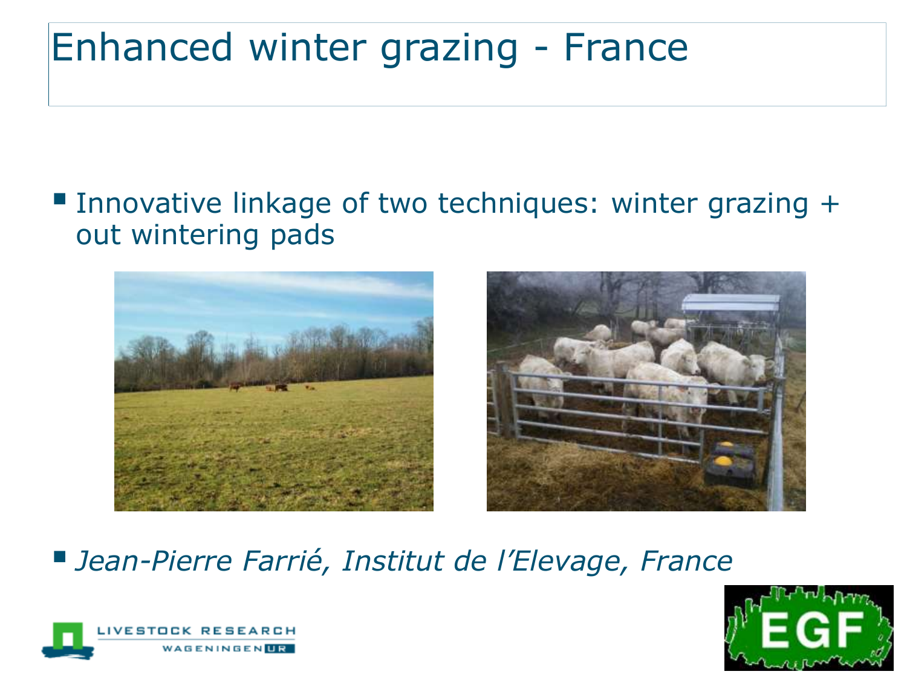# Enhanced winter grazing - France

- Innovative linkage of two techniques: winter grazing + out wintering pads

- *Jean-Pierre Farrié, Institut de l'Elevage, France*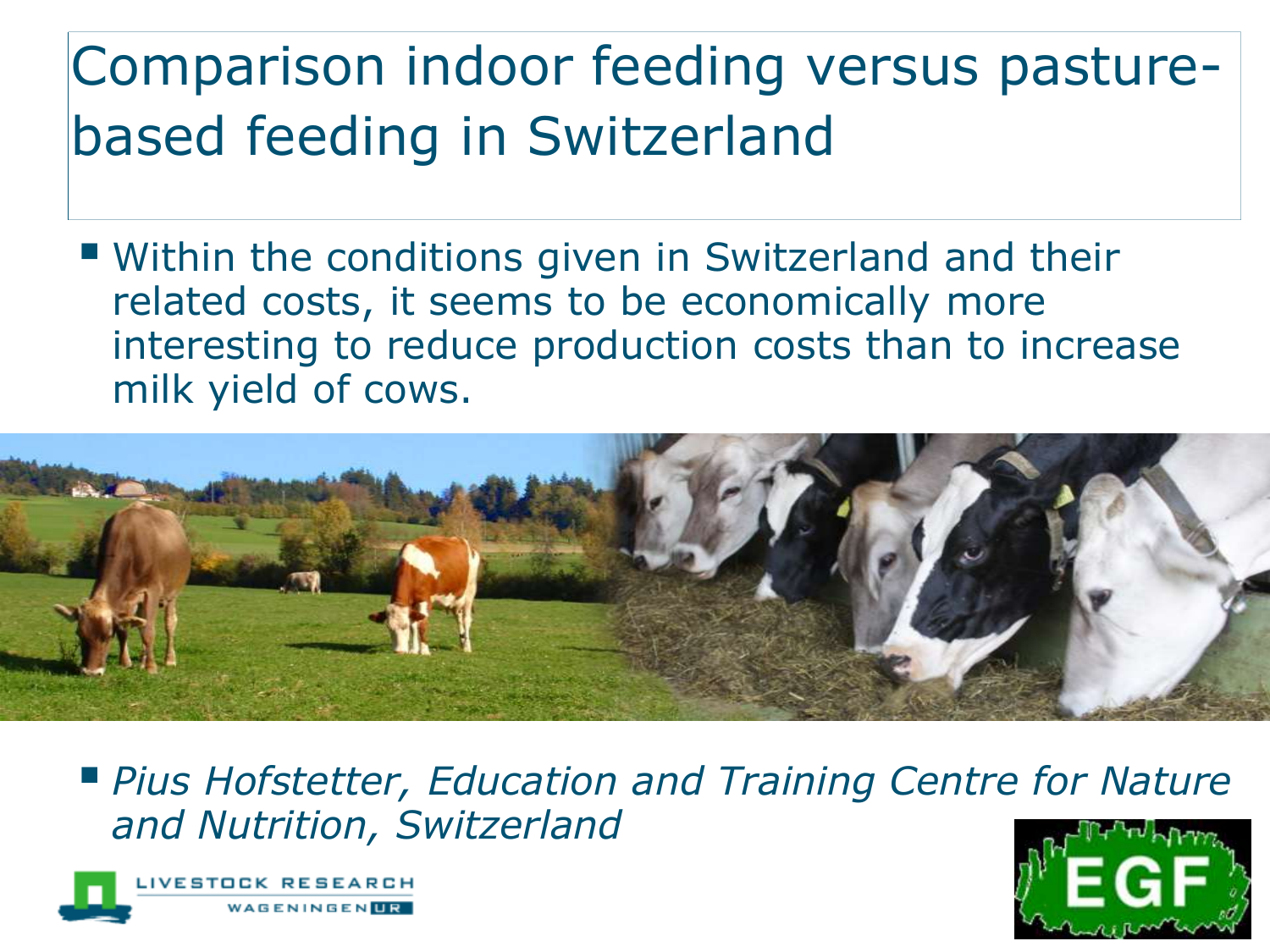# Comparison indoor feeding versus pasture-based feeding in Switzerland

- Within the conditions given in Switzerland and their related costs, it seems to be economically more interesting to reduce production costs than to increase milk yield of cows.

- *Pius Hofstetter, Education and Training Centre for Nature and Nutrition, Switzerland*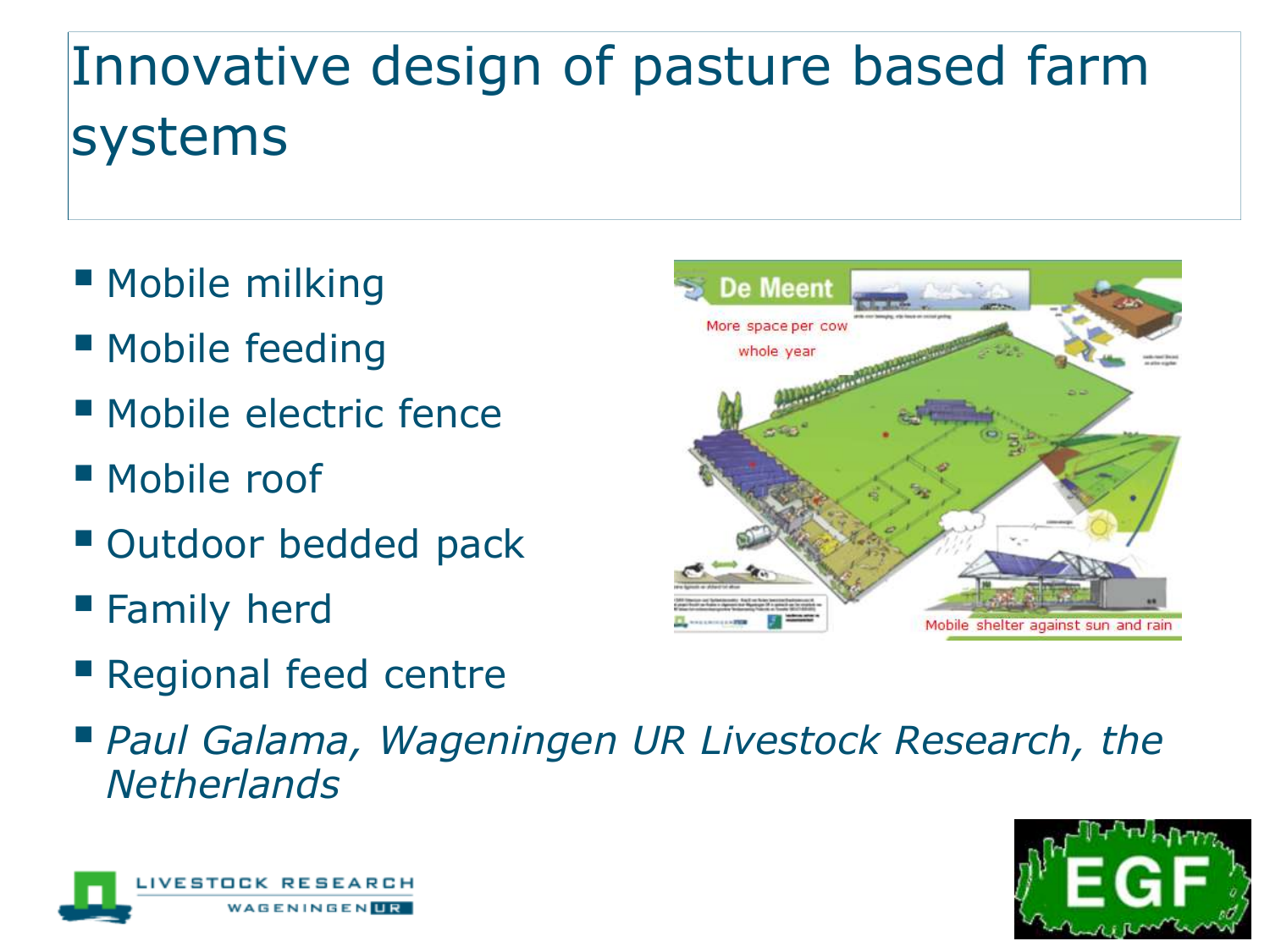# Innovative design of pasture based farm systems

- Mobile milking
- Mobile feeding
- Mobile electric fence
- Mobile roof
- Outdoor bedded pack
- Family herd
- Regional feed centre
- *Paul Galama, Wageningen UR Livestock Research, the Netherlands*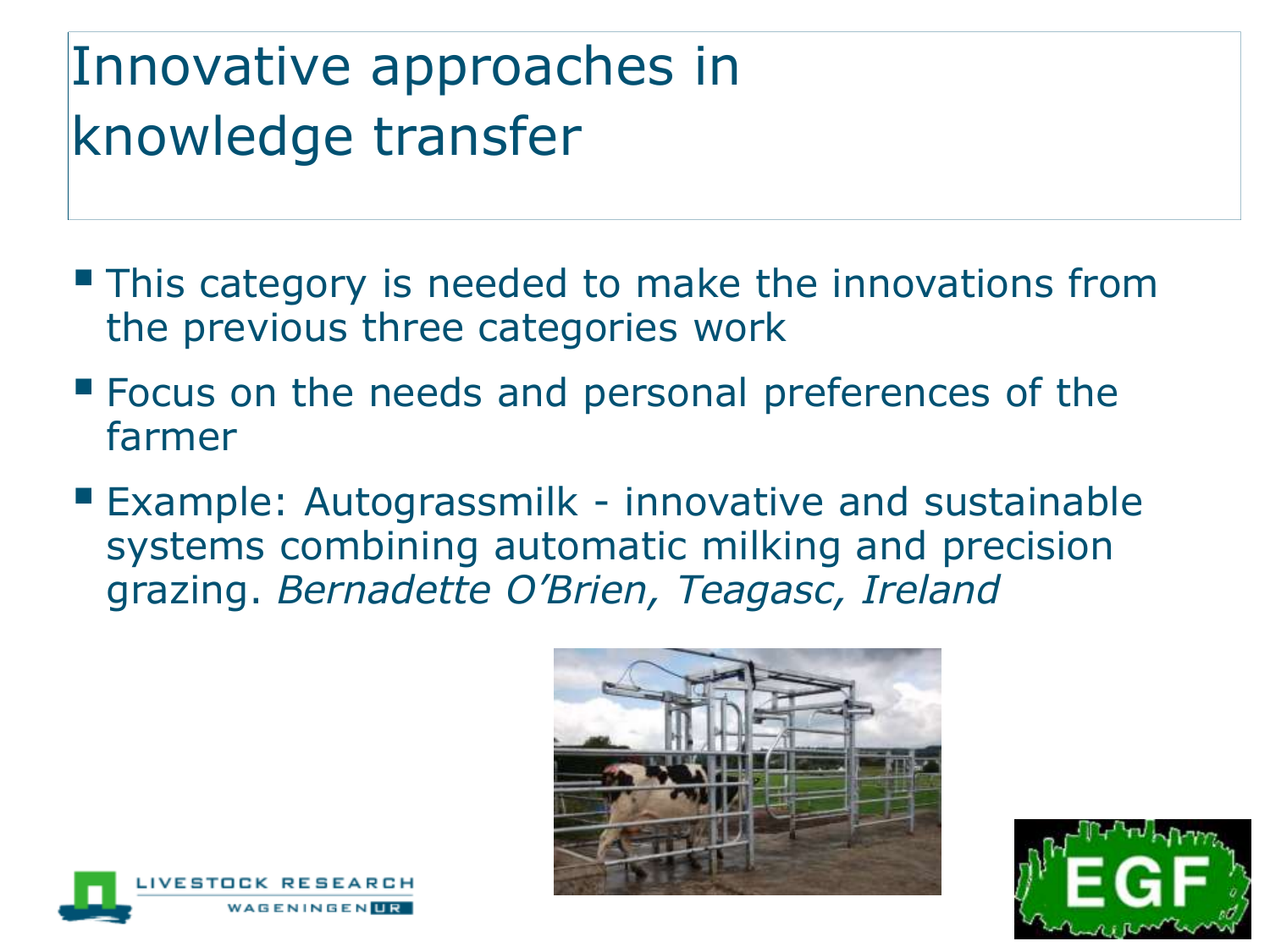# Innovative approaches in knowledge transfer

- This category is needed to make the innovations from the previous three categories work
- Focus on the needs and personal preferences of the farmer
- Example: Autograssmilk - innovative and sustainable systems combining automatic milking and precision grazing. *Bernadette O'Brien, Teagasc, Ireland*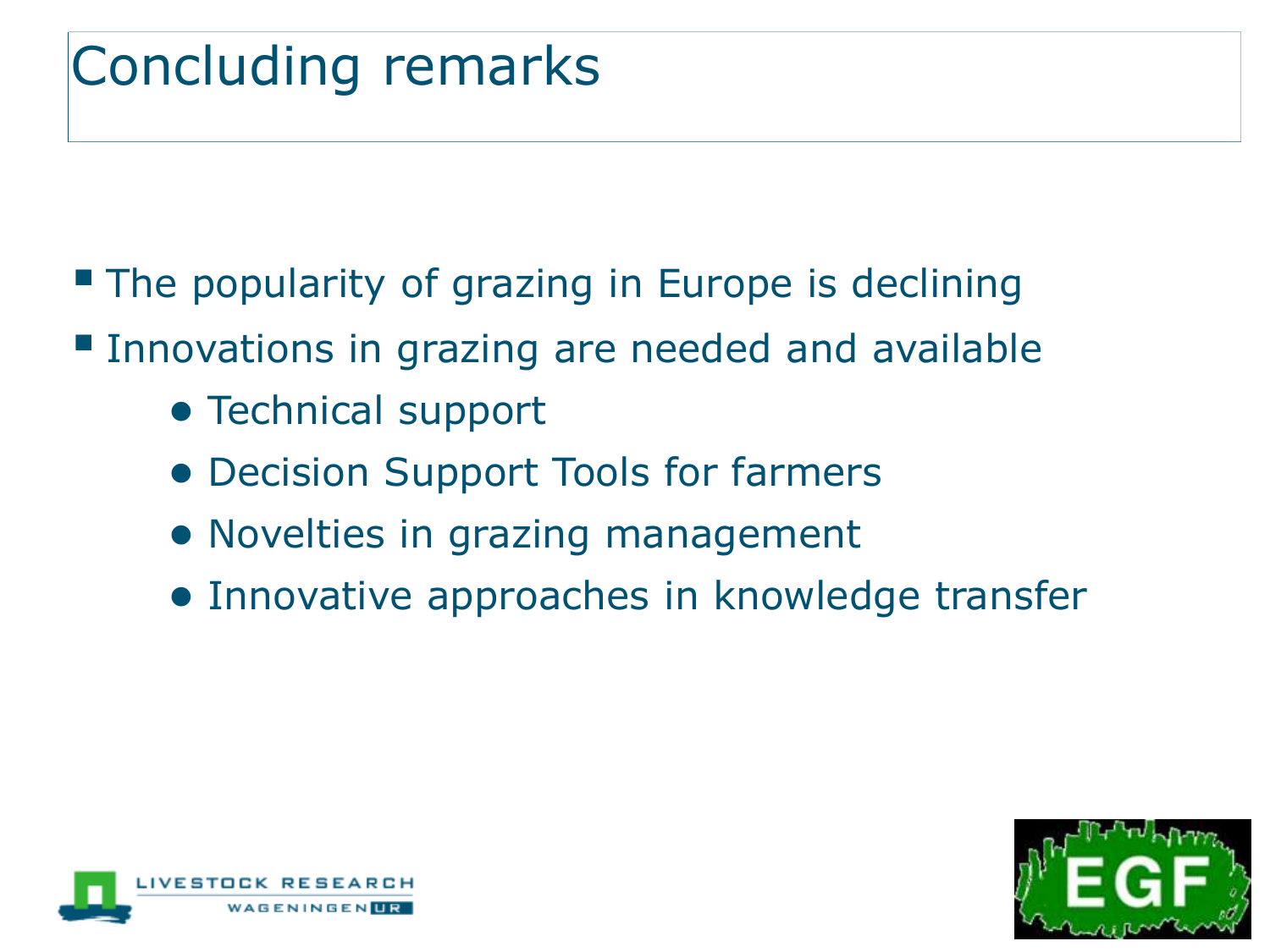# Concluding remarks

- The popularity of grazing in Europe is declining
- Innovations in grazing are needed and available
  - Technical support
  - Decision Support Tools for farmers
  - Novelties in grazing management
  - Innovative approaches in knowledge transfer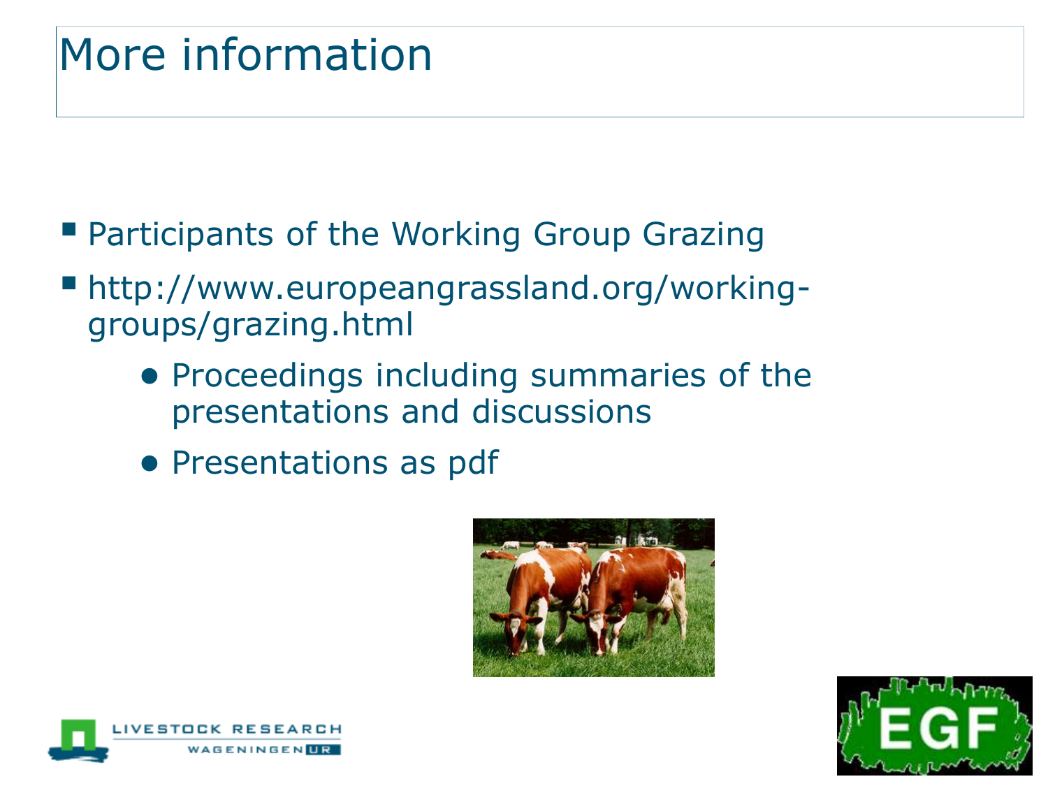# More information

- Participants of the Working Group Grazing
- http://www.europeangrassland.org/working-groups/grazing.html
  - Proceedings including summaries of the presentations and discussions
  - Presentations as pdf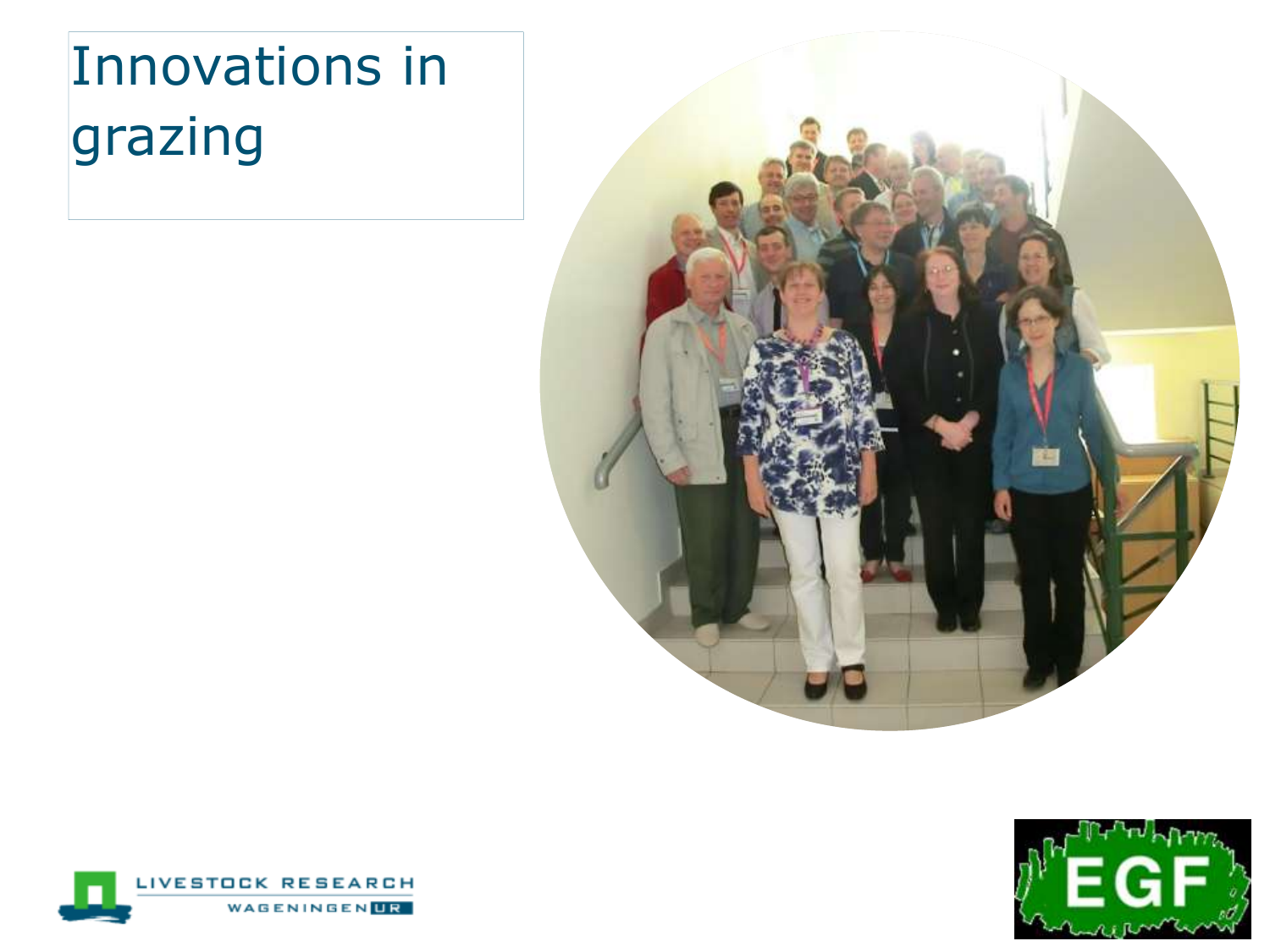# Innovations in grazing